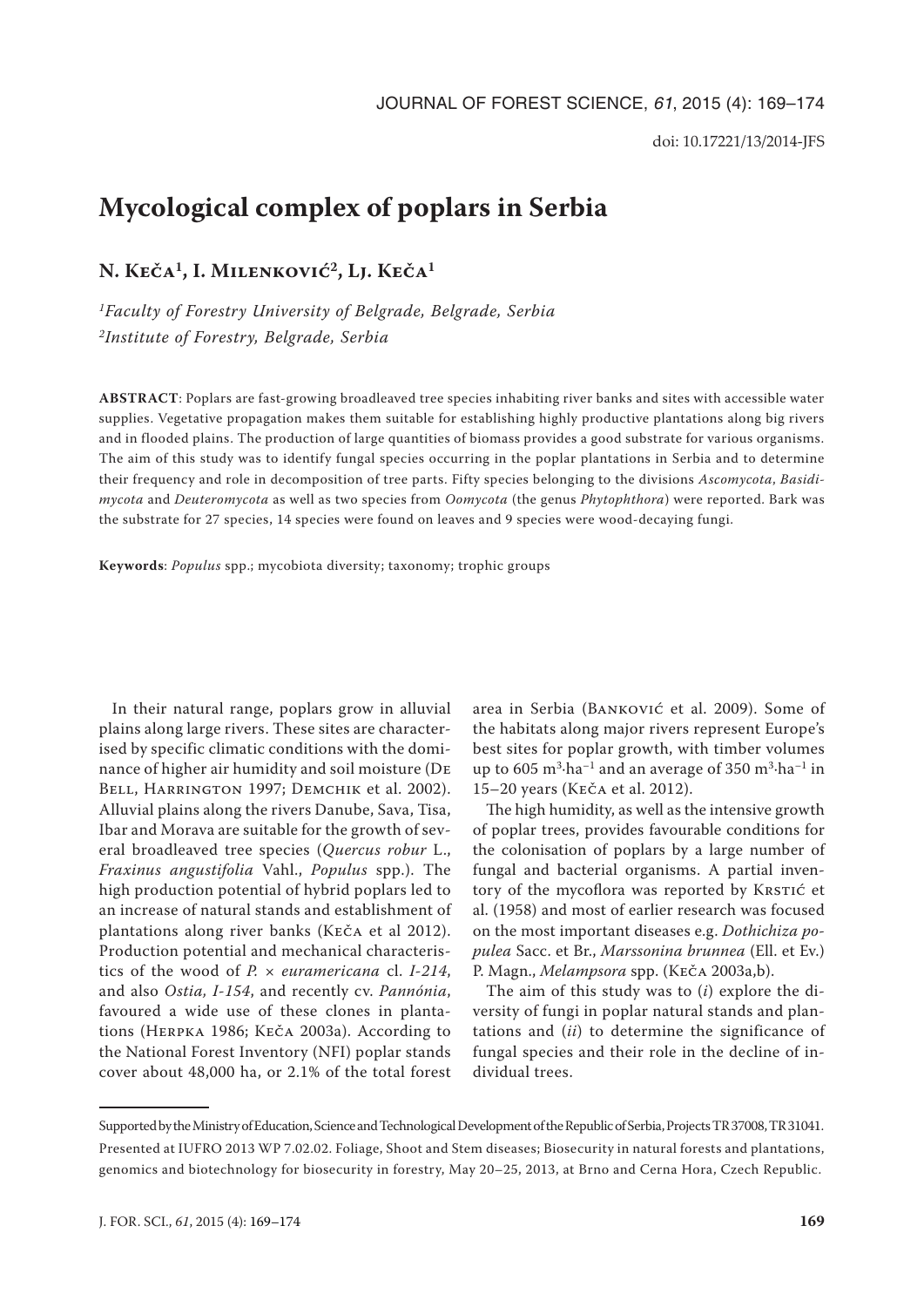doi: 10.17221/13/2014-JFS

# Mycological complex of poplars in Serbia

**N. Keča[1], I. Milenković[2], Lj. Keča[1]**

*[1]Faculty of Forestry University of Belgrade, Belgrade, Serbia*
*[2]Institute of Forestry, Belgrade, Serbia*

**ABSTRACT**: Poplars are fast-growing broadleaved tree species inhabiting river banks and sites with accessible water supplies. Vegetative propagation makes them suitable for establishing highly productive plantations along big rivers and in flooded plains. The production of large quantities of biomass provides a good substrate for various organisms. The aim of this study was to identify fungal species occurring in the poplar plantations in Serbia and to determine their frequency and role in decomposition of tree parts. Fifty species belonging to the divisions *Ascomycota*, *Basidimycota* and *Deuteromycota* as well as two species from *Oomycota* (the genus *Phytophthora*) were reported. Bark was the substrate for 27 species, 14 species were found on leaves and 9 species were wood-decaying fungi.

**Keywords**: *Populus* spp.; mycobiota diversity; taxonomy; trophic groups

In their natural range, poplars grow in alluvial plains along large rivers. These sites are characterised by specific climatic conditions with the dominance of higher air humidity and soil moisture (De Bell, Harrington 1997; Demchik et al. 2002). Alluvial plains along the rivers Danube, Sava, Tisa, Ibar and Morava are suitable for the growth of several broadleaved tree species (*Quercus robur* L., *Fraxinus angustifolia* Vahl., *Populus* spp.). The high production potential of hybrid poplars led to an increase of natural stands and establishment of plantations along river banks (Keča et al 2012). Production potential and mechanical characteristics of the wood of *P.* × *euramericana* cl. *I-214*, and also *Ostia, I-154*, and recently cv. *Pannónia*, favoured a wide use of these clones in plantations (Herpka 1986; Keča 2003a). According to the National Forest Inventory (NFI) poplar stands cover about 48,000 ha, or 2.1% of the total forest area in Serbia (Banković et al. 2009). Some of the habitats along major rivers represent Europe's best sites for poplar growth, with timber volumes up to 605 $m^3 \cdot ha^{-1}$ and an average of 350 $m^3 \cdot ha^{-1}$ in 15–20 years (Keča et al. 2012).

The high humidity, as well as the intensive growth of poplar trees, provides favourable conditions for the colonisation of poplars by a large number of fungal and bacterial organisms. A partial inventory of the mycoflora was reported by Krstić et al. (1958) and most of earlier research was focused on the most important diseases e.g. *Dothichiza populea* Sacc. et Br., *Marssonina brunnea* (Ell. et Ev.) P. Magn., *Melampsora* spp. (Keča 2003a,b).

The aim of this study was to (*i*) explore the diversity of fungi in poplar natural stands and plantations and (*ii*) to determine the significance of fungal species and their role in the decline of individual trees.

---

Supported by the Ministry of Education, Science and Technological Development of the Republic of Serbia, Projects TR 37008, TR 31041.
Presented at IUFRO 2013 WP 7.02.02. Foliage, Shoot and Stem diseases; Biosecurity in natural forests and plantations, genomics and biotechnology for biosecurity in forestry, May 20–25, 2013, at Brno and Cerna Hora, Czech Republic.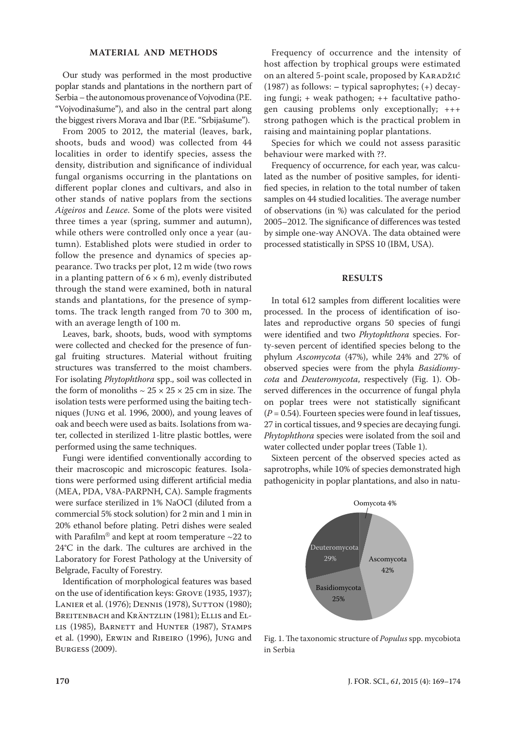## MATERIAL AND METHODS

Our study was performed in the most productive poplar stands and plantations in the northern part of Serbia – the autonomous provenance of Vojvodina (P.E. "Vojvodinašume"), and also in the central part along the biggest rivers Morava and Ibar (P.E. "Srbijašume").

From 2005 to 2012, the material (leaves, bark, shoots, buds and wood) was collected from 44 localities in order to identify species, assess the density, distribution and significance of individual fungal organisms occurring in the plantations on different poplar clones and cultivars, and also in other stands of native poplars from the sections *Aigeiros* and *Leuce*. Some of the plots were visited three times a year (spring, summer and autumn), while others were controlled only once a year (autumn). Established plots were studied in order to follow the presence and dynamics of species appearance. Two tracks per plot, 12 m wide (two rows in a planting pattern of 6 × 6 m), evenly distributed through the stand were examined, both in natural stands and plantations, for the presence of symptoms. The track length ranged from 70 to 300 m, with an average length of 100 m.

Leaves, bark, shoots, buds, wood with symptoms were collected and checked for the presence of fungal fruiting structures. Material without fruiting structures was transferred to the moist chambers. For isolating *Phytophthora* spp., soil was collected in the form of monoliths ~ 25 × 25 × 25 cm in size. The isolation tests were performed using the baiting techniques (Jung et al. 1996, 2000), and young leaves of oak and beech were used as baits. Isolations from water, collected in sterilized 1-litre plastic bottles, were performed using the same techniques.

Fungi were identified conventionally according to their macroscopic and microscopic features. Isolations were performed using different artificial media (MEA, PDA, V8A-PARPNH, CA). Sample fragments were surface sterilized in 1% NaOCl (diluted from a commercial 5% stock solution) for 2 min and 1 min in 20% ethanol before plating. Petri dishes were sealed with Parafilm® and kept at room temperature ~22 to 24°C in the dark. The cultures are archived in the Laboratory for Forest Pathology at the University of Belgrade, Faculty of Forestry.

Identification of morphological features was based on the use of identification keys: Grove (1935, 1937); Lanier et al. (1976); Dennis (1978), Sutton (1980); Breitenbach and Kräntzlin (1981); Ellis and Ellis (1985), Barnett and Hunter (1987), Stamps et al. (1990), Erwin and Ribeiro (1996), Jung and Burgess (2009).

Frequency of occurrence and the intensity of host affection by trophical groups were estimated on an altered 5-point scale, proposed by Karadžić (1987) as follows: – typical saprophytes; (+) decaying fungi; + weak pathogen; ++ facultative pathogen causing problems only exceptionally; +++ strong pathogen which is the practical problem in raising and maintaining poplar plantations.

Species for which we could not assess parasitic behaviour were marked with ??.

Frequency of occurrence, for each year, was calculated as the number of positive samples, for identified species, in relation to the total number of taken samples on 44 studied localities. The average number of observations (in %) was calculated for the period 2005–2012. The significance of differences was tested by simple one-way ANOVA. The data obtained were processed statistically in SPSS 10 (IBM, USA).

## RESULTS

In total 612 samples from different localities were processed. In the process of identification of isolates and reproductive organs 50 species of fungi were identified and two *Phytophthora* species. Forty-seven percent of identified species belong to the phylum *Ascomycota* (47%), while 24% and 27% of observed species were from the phyla *Basidiomycota* and *Deuteromycota*, respectively (Fig. 1). Observed differences in the occurrence of fungal phyla on poplar trees were not statistically significant ($P = 0.54$). Fourteen species were found in leaf tissues, 27 in cortical tissues, and 9 species are decaying fungi. *Phytophthora* species were isolated from the soil and water collected under poplar trees (Table 1).

Sixteen percent of the observed species acted as saprotrophs, while 10% of species demonstrated high pathogenicity in poplar plantations, and also in natu-

Oomycota 4%

Deuteromycota 29%

Ascomycota 42%

Basidiomycota 25%

Fig. 1. The taxonomic structure of *Populus* spp. mycobiota in Serbia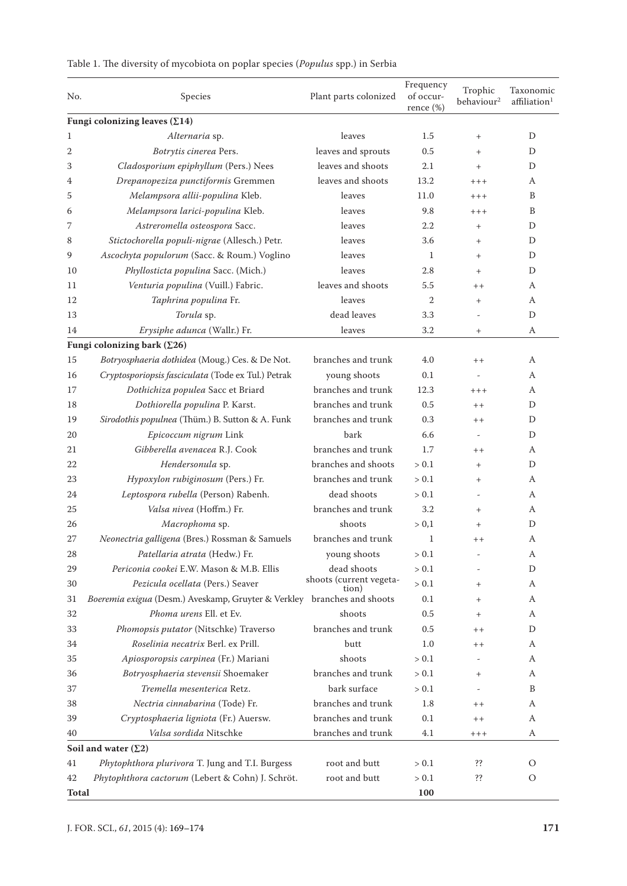Table 1. The diversity of mycobiota on poplar species (*Populus* spp.) in Serbia

| No. | Species | Plant parts colonized | Frequency of occurrence (%) | Trophic behaviour[2] | Taxonomic affiliation[1] |
|---|---|---|---|---|---|
| **Fungi colonizing leaves (Σ14)** | | | | | |
| 1 | *Alternaria* sp. | leaves | 1.5 | + | D |
| 2 | *Botrytis cinerea* Pers. | leaves and sprouts | 0.5 | + | D |
| 3 | *Cladosporium epiphyllum* (Pers.) Nees | leaves and shoots | 2.1 | + | D |
| 4 | *Drepanopeziza punctiformis* Gremmen | leaves and shoots | 13.2 | +++ | A |
| 5 | *Melampsora allii-populina* Kleb. | leaves | 11.0 | +++ | B |
| 6 | *Melampsora larici-populina* Kleb. | leaves | 9.8 | +++ | B |
| 7 | *Astreromella osteospora* Sacc. | leaves | 2.2 | + | D |
| 8 | *Stictochorella populi-nigrae* (Allesch.) Petr. | leaves | 3.6 | + | D |
| 9 | *Ascochyta populorum* (Sacc. & Roum.) Voglino | leaves | 1 | + | D |
| 10 | *Phyllosticta populina* Sacc. (Mich.) | leaves | 2.8 | + | D |
| 11 | *Venturia populina* (Vuill.) Fabric. | leaves and shoots | 5.5 | ++ | A |
| 12 | *Taphrina populina* Fr. | leaves | 2 | + | A |
| 13 | *Torula* sp. | dead leaves | 3.3 | - | D |
| 14 | *Erysiphe adunca* (Wallr.) Fr. | leaves | 3.2 | + | A |
| **Fungi colonizing bark (Σ26)** | | | | | |
| 15 | *Botryosphaeria dothidea* (Moug.) Ces. & De Not. | branches and trunk | 4.0 | ++ | A |
| 16 | *Cryptosporiopsis fasciculata* (Tode ex Tul.) Petrak | young shoots | 0.1 | - | A |
| 17 | *Dothichiza populea* Sacc et Briard | branches and trunk | 12.3 | +++ | A |
| 18 | *Dothiorella populina* P. Karst. | branches and trunk | 0.5 | ++ | D |
| 19 | *Sirodothis populnea* (Thüm.) B. Sutton & A. Funk | branches and trunk | 0.3 | ++ | D |
| 20 | *Epicoccum nigrum* Link | bark | 6.6 | - | D |
| 21 | *Gibberella avenacea* R.J. Cook | branches and trunk | 1.7 | ++ | A |
| 22 | *Hendersonula* sp. | branches and shoots | > 0.1 | + | D |
| 23 | *Hypoxylon rubiginosum* (Pers.) Fr. | branches and trunk | > 0.1 | + | A |
| 24 | *Leptospora rubella* (Person) Rabenh. | dead shoots | > 0.1 | - | A |
| 25 | *Valsa nivea* (Hoffm.) Fr. | branches and trunk | 3.2 | + | A |
| 26 | *Macrophoma* sp. | shoots | > 0,1 | + | D |
| 27 | *Neonectria galligena* (Bres.) Rossman & Samuels | branches and trunk | 1 | ++ | A |
| 28 | *Patellaria atrata* (Hedw.) Fr. | young shoots | > 0.1 | - | A |
| 29 | *Periconia cookei* E.W. Mason & M.B. Ellis | dead shoots | > 0.1 | - | D |
| 30 | *Pezicula ocellata* (Pers.) Seaver | shoots (current vegetation) | > 0.1 | + | A |
| 31 | *Boeremia exigua* (Desm.) Aveskamp, Gruyter & Verkley | branches and shoots | 0.1 | + | A |
| 32 | *Phoma urens* Ell. et Ev. | shoots | 0.5 | + | A |
| 33 | *Phomopsis putator* (Nitschke) Traverso | branches and trunk | 0.5 | ++ | D |
| 34 | *Roselinia necatrix* Berl. ex Prill. | butt | 1.0 | ++ | A |
| 35 | *Apiosporopsis carpinea* (Fr.) Mariani | shoots | > 0.1 | - | A |
| 36 | *Botryosphaeria stevensii* Shoemaker | branches and trunk | > 0.1 | + | A |
| 37 | *Tremella mesenterica* Retz. | bark surface | > 0.1 | - | B |
| 38 | *Nectria cinnabarina* (Tode) Fr. | branches and trunk | 1.8 | ++ | A |
| 39 | *Cryptosphaeria ligniota* (Fr.) Auersw. | branches and trunk | 0.1 | ++ | A |
| 40 | *Valsa sordida* Nitschke | branches and trunk | 4.1 | +++ | A |
| **Soil and water (Σ2)** | | | | | |
| 41 | *Phytophthora plurivora* T. Jung and T.I. Burgess | root and butt | > 0.1 | ?? | O |
| 42 | *Phytophthora cactorum* (Lebert & Cohn) J. Schröt. | root and butt | > 0.1 | ?? | O |
| **Total** | | | **100** | | |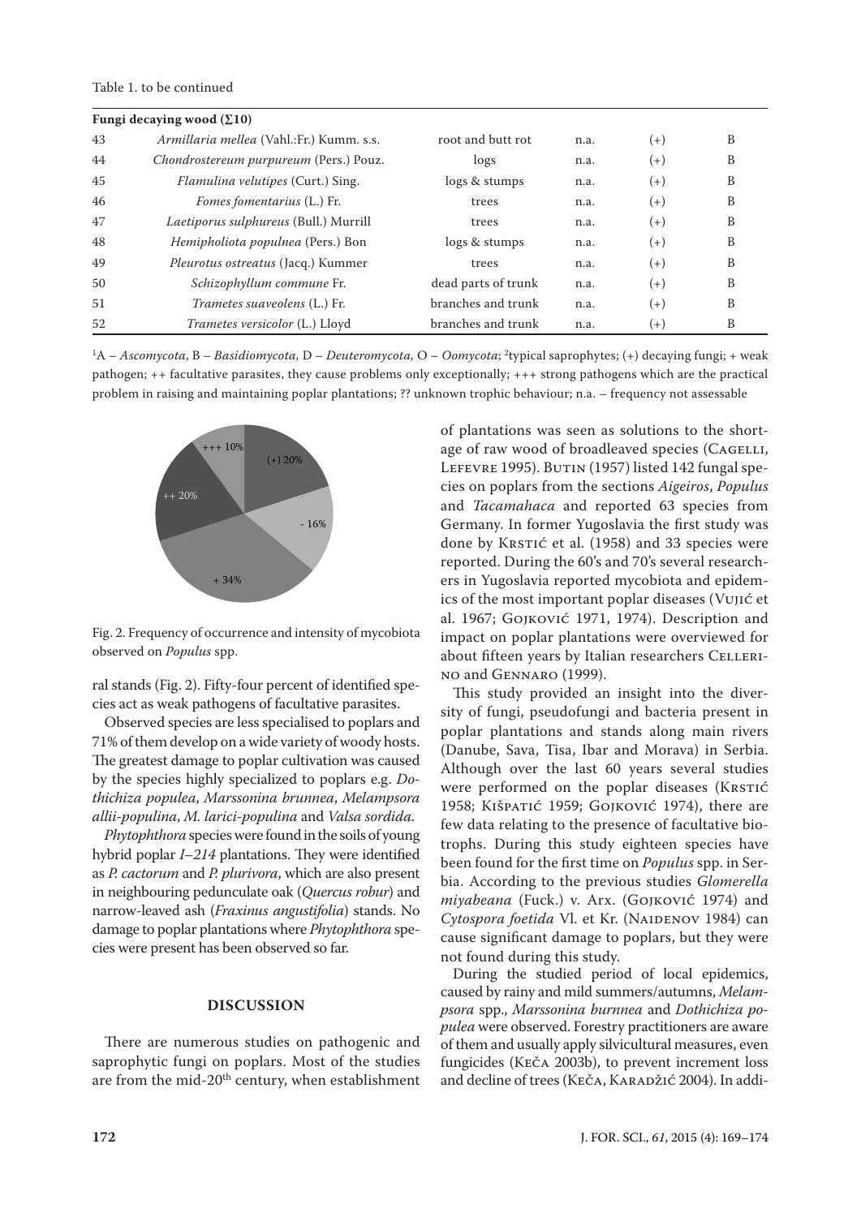Table 1. to be continued

| | Fungi decaying wood (∑10) | | | | |
|---|---|---|---|---|---|
| 43 | *Armillaria mellea* (Vahl.:Fr.) Kumm. s.s. | root and butt rot | n.a. | (+) | B |
| 44 | *Chondrostereum purpureum* (Pers.) Pouz. | logs | n.a. | (+) | B |
| 45 | *Flamulina velutipes* (Curt.) Sing. | logs & stumps | n.a. | (+) | B |
| 46 | *Fomes fomentarius* (L.) Fr. | trees | n.a. | (+) | B |
| 47 | *Laetiporus sulphureus* (Bull.) Murrill | trees | n.a. | (+) | B |
| 48 | *Hemipholiota populnea* (Pers.) Bon | logs & stumps | n.a. | (+) | B |
| 49 | *Pleurotus ostreatus* (Jacq.) Kummer | trees | n.a. | (+) | B |
| 50 | *Schizophyllum commune* Fr. | dead parts of trunk | n.a. | (+) | B |
| 51 | *Trametes suaveolens* (L.) Fr. | branches and trunk | n.a. | (+) | B |
| 52 | *Trametes versicolor* (L.) Lloyd | branches and trunk | n.a. | (+) | B |

[1]A – *Ascomycota*, B – *Basidiomycota*, D – *Deuteromycota*, O – *Oomycota*; [2]typical saprophytes; (+) decaying fungi; + weak pathogen; ++ facultative parasites, they cause problems only exceptionally; +++ strong pathogens which are the practical problem in raising and maintaining poplar plantations; ?? unknown trophic behaviour; n.a. – frequency not assessable

Fig. 2. Frequency of occurrence and intensity of mycobiota observed on *Populus* spp.

ral stands (Fig. 2). Fifty-four percent of identified species act as weak pathogens of facultative parasites.

Observed species are less specialised to poplars and 71% of them develop on a wide variety of woody hosts. The greatest damage to poplar cultivation was caused by the species highly specialized to poplars e.g. *Dothichiza populea*, *Marssonina brunnea*, *Melampsora allii-populina*, *M. larici-populina* and *Valsa sordida.*

*Phytophthora* species were found in the soils of young hybrid poplar *I–214* plantations. They were identified as *P. cactorum* and *P. plurivora*, which are also present in neighbouring pedunculate oak (*Quercus robur*) and narrow-leaved ash (*Fraxinus angustifolia*) stands. No damage to poplar plantations where *Phytophthora* species were present has been observed so far.

## DISCUSSION

There are numerous studies on pathogenic and saprophytic fungi on poplars. Most of the studies are from the mid-20th century, when establishment of plantations was seen as solutions to the shortage of raw wood of broadleaved species (Cagelli, Lefevre 1995). Butin (1957) listed 142 fungal species on poplars from the sections *Aigeiros*, *Populus* and *Tacamahaca* and reported 63 species from Germany. In former Yugoslavia the first study was done by Krstić et al. (1958) and 33 species were reported. During the 60's and 70's several researchers in Yugoslavia reported mycobiota and epidemics of the most important poplar diseases (Vujić et al. 1967; Gojković 1971, 1974). Description and impact on poplar plantations were overviewed for about fifteen years by Italian researchers Cellerino and Gennaro (1999).

This study provided an insight into the diversity of fungi, pseudofungi and bacteria present in poplar plantations and stands along main rivers (Danube, Sava, Tisa, Ibar and Morava) in Serbia. Although over the last 60 years several studies were performed on the poplar diseases (Krstić 1958; Kišpatić 1959; Gojković 1974), there are few data relating to the presence of facultative biotrophs. During this study eighteen species have been found for the first time on *Populus* spp. in Serbia. According to the previous studies *Glomerella miyabeana* (Fuck.) v. Arx. (Gojković 1974) and *Cytospora foetida* Vl. et Kr. (Naidenov 1984) can cause significant damage to poplars, but they were not found during this study.

During the studied period of local epidemics, caused by rainy and mild summers/autumns, *Melampsora* spp., *Marssonina burnnea* and *Dothichiza populea* were observed. Forestry practitioners are aware of them and usually apply silvicultural measures, even fungicides (Keča 2003b), to prevent increment loss and decline of trees (Keča, Karadžić 2004). In addi-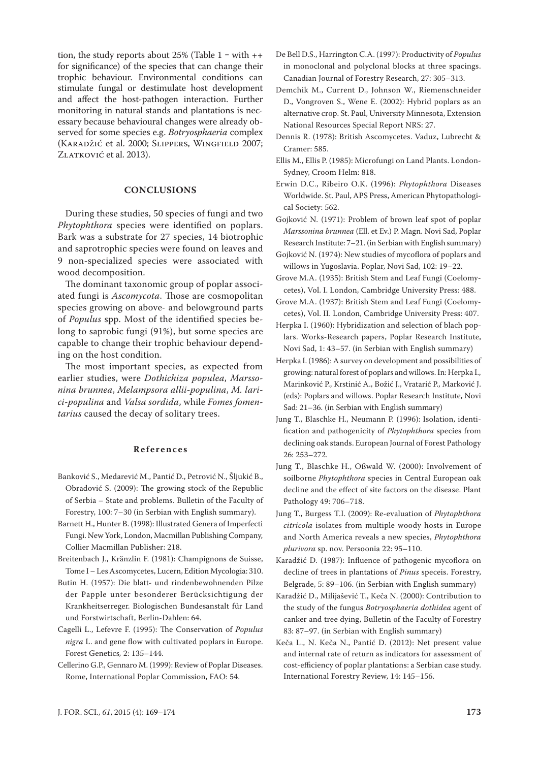tion, the study reports about 25% (Table 1 – with ++ for significance) of the species that can change their trophic behaviour. Environmental conditions can stimulate fungal or destimulate host development and affect the host-pathogen interaction. Further monitoring in natural stands and plantations is necessary because behavioural changes were already observed for some species e.g. *Botryosphaeria* complex (Karadžić et al. 2000; Slippers, Wingfield 2007; Zlatković et al. 2013).

## CONCLUSIONS

During these studies, 50 species of fungi and two *Phytophthora* species were identified on poplars. Bark was a substrate for 27 species, 14 biotrophic and saprotrophic species were found on leaves and 9 non-specialized species were associated with wood decomposition.

The dominant taxonomic group of poplar associated fungi is *Ascomycota*. Those are cosmopolitan species growing on above- and belowground parts of *Populus* spp. Most of the identified species belong to saprobic fungi (91%), but some species are capable to change their trophic behaviour depending on the host condition.

The most important species, as expected from earlier studies, were *Dothichiza populea*, *Marssonina brunnea*, *Melampsora allii-populina*, *M. larici-populina* and *Valsa sordida*, while *Fomes fomentarius* caused the decay of solitary trees.

## References

Banković S., Medarević M., Pantić D., Petrović N., Šljukić B., Obradović S. (2009): The growing stock of the Republic of Serbia – State and problems. Bulletin of the Faculty of Forestry, 100: 7–30 (in Serbian with English summary).

Barnett H., Hunter B. (1998): Illustrated Genera of Imperfecti Fungi. New York, London, Macmillan Publishing Company, Collier Macmillan Publisher: 218.

Breitenbach J., Kränzlin F. (1981): Champignons de Suisse, Tome I – Les Ascomycetes, Lucern, Edition Mycologia: 310.

Butin H. (1957): Die blatt- und rindenbewohnenden Pilze der Papple unter besonderer Berücksichtigung der Krankheitserreger. Biologischen Bundesanstalt für Land und Forstwirtschaft, Berlin-Dahlen: 64.

Cagelli L., Lefevre F. (1995): The Conservation of *Populus nigra* L. and gene flow with cultivated poplars in Europe. Forest Genetics, 2: 135–144.

Cellerino G.P., Gennaro M. (1999): Review of Poplar Diseases. Rome, International Poplar Commission, FAO: 54.

De Bell D.S., Harrington C.A. (1997): Productivity of *Populus* in monoclonal and polyclonal blocks at three spacings. Canadian Journal of Forestry Research, 27: 305–313.

Demchik M., Current D., Johnson W., Riemenschneider D., Vongroven S., Wene E. (2002): Hybrid poplars as an alternative crop. St. Paul, University Minnesota, Extension National Resources Special Report NRS: 27.

Dennis R. (1978): British Ascomycetes. Vaduz, Lubrecht & Cramer: 585.

Ellis M., Ellis P. (1985): Microfungi on Land Plants. London-Sydney, Croom Helm: 818.

Erwin D.C., Ribeiro O.K. (1996): *Phytophthora* Diseases Worldwide. St. Paul, APS Press, American Phytopathological Society: 562.

Gojković N. (1971): Problem of brown leaf spot of poplar *Marssonina brunnea* (Ell. et Ev.) P. Magn. Novi Sad, Poplar Research Institute: 7–21. (in Serbian with English summary)

Gojković N. (1974): New studies of mycoflora of poplars and willows in Yugoslavia. Poplar, Novi Sad, 102: 19–22.

Grove M.A. (1935): British Stem and Leaf Fungi (Coelomycetes), Vol. I. London, Cambridge University Press: 488.

Grove M.A. (1937): British Stem and Leaf Fungi (Coelomycetes), Vol. II. London, Cambridge University Press: 407.

Herpka I. (1960): Hybridization and selection of blach poplars. Works-Research papers, Poplar Research Institute, Novi Sad, 1: 43–57. (in Serbian with English summary)

Herpka I. (1986): A survey on development and possibilities of growing: natural forest of poplars and willows. In: Herpka I., Marinković P., Krstinić A., Božić J., Vratarić P., Marković J. (eds): Poplars and willows. Poplar Research Institute, Novi Sad: 21–36. (in Serbian with English summary)

Jung T., Blaschke H., Neumann P. (1996): Isolation, identification and pathogenicity of *Phytophthora* species from declining oak stands. European Journal of Forest Pathology 26: 253–272.

Jung T., Blaschke H., Oßwald W. (2000): Involvement of soilborne *Phytophthora* species in Central European oak decline and the effect of site factors on the disease. Plant Pathology 49: 706–718.

Jung T., Burgess T.I. (2009): Re-evaluation of *Phytophthora citricola* isolates from multiple woody hosts in Europe and North America reveals a new species, *Phytophthora plurivora* sp. nov. Persoonia 22: 95–110.

Karadžić D. (1987): Influence of pathogenic mycoflora on decline of trees in plantations of *Pinus* speceis. Forestry, Belgrade, 5: 89–106. (in Serbian with English summary)

Karadžić D., Milijašević T., Keča N. (2000): Contribution to the study of the fungus *Botryosphaeria dothidea* agent of canker and tree dying, Bulletin of the Faculty of Forestry 83: 87–97. (in Serbian with English summary)

Keča L., N. Keča N., Pantić D. (2012): Net present value and internal rate of return as indicators for assessment of cost-efficiency of poplar plantations: a Serbian case study. International Forestry Review, 14: 145–156.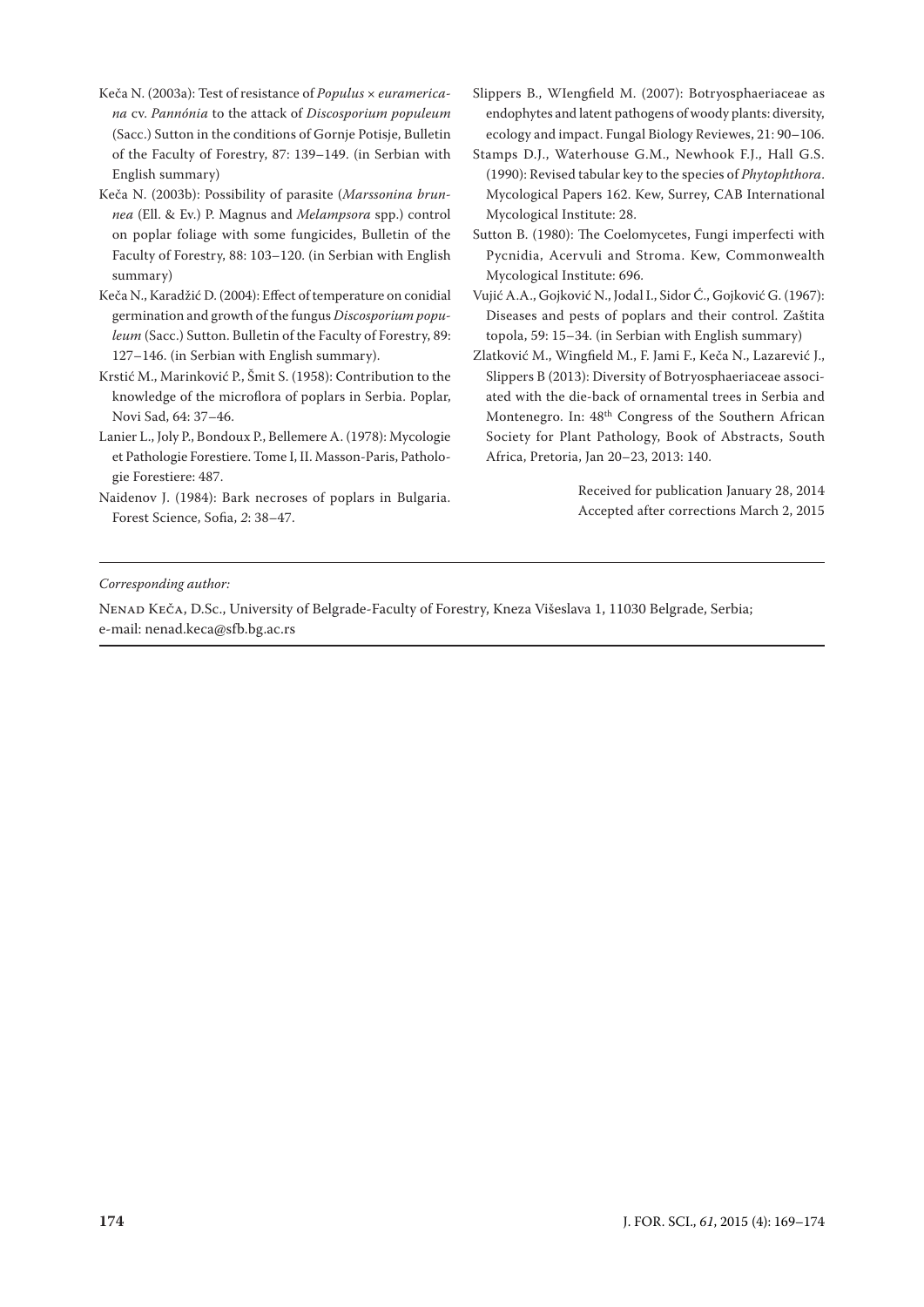Keča N. (2003a): Test of resistance of *Populus* × *euramericana* cv. *Pannónia* to the attack of *Discosporium populeum* (Sacc.) Sutton in the conditions of Gornje Potisje, Bulletin of the Faculty of Forestry, 87: 139–149. (in Serbian with English summary)

Keča N. (2003b): Possibility of parasite (*Marssonina brunnea* (Ell. & Ev.) P. Magnus and *Melampsora* spp.) control on poplar foliage with some fungicides, Bulletin of the Faculty of Forestry, 88: 103–120. (in Serbian with English summary)

Keča N., Karadžić D. (2004): Effect of temperature on conidial germination and growth of the fungus *Discosporium populeum* (Sacc.) Sutton. Bulletin of the Faculty of Forestry, 89: 127–146. (in Serbian with English summary).

Krstić M., Marinković P., Šmit S. (1958): Contribution to the knowledge of the microflora of poplars in Serbia. Poplar, Novi Sad, 64: 37–46.

Lanier L., Joly P., Bondoux P., Bellemere A. (1978): Mycologie et Pathologie Forestiere. Tome I, II. Masson-Paris, Pathologie Forestiere: 487.

Naidenov J. (1984): Bark necroses of poplars in Bulgaria. Forest Science, Sofia, *2*: 38–47.

Slippers B., WIengfield M. (2007): Botryosphaeriaceae as endophytes and latent pathogens of woody plants: diversity, ecology and impact. Fungal Biology Reviewes, 21: 90–106.

Stamps D.J., Waterhouse G.M., Newhook F.J., Hall G.S. (1990): Revised tabular key to the species of *Phytophthora*. Mycological Papers 162. Kew, Surrey, CAB International Mycological Institute: 28.

Sutton B. (1980): The Coelomycetes, Fungi imperfecti with Pycnidia, Acervuli and Stroma. Kew, Commonwealth Mycological Institute: 696.

Vujić A.A., Gojković N., Jodal I., Sidor Ć., Gojković G. (1967): Diseases and pests of poplars and their control. Zaštita topola, 59: 15–34. (in Serbian with English summary)

Zlatković M., Wingfield M., F. Jami F., Keča N., Lazarević J., Slippers B (2013): Diversity of Botryosphaeriaceae associated with the die-back of ornamental trees in Serbia and Montenegro. In: 48th Congress of the Southern African Society for Plant Pathology, Book of Abstracts, South Africa, Pretoria, Jan 20–23, 2013: 140.

Received for publication January 28, 2014
Accepted after corrections March 2, 2015

*Corresponding author:*

Nenad Keča, D.Sc., University of Belgrade-Faculty of Forestry, Kneza Višeslava 1, 11030 Belgrade, Serbia;
e-mail: nenad.keca@sfb.bg.ac.rs